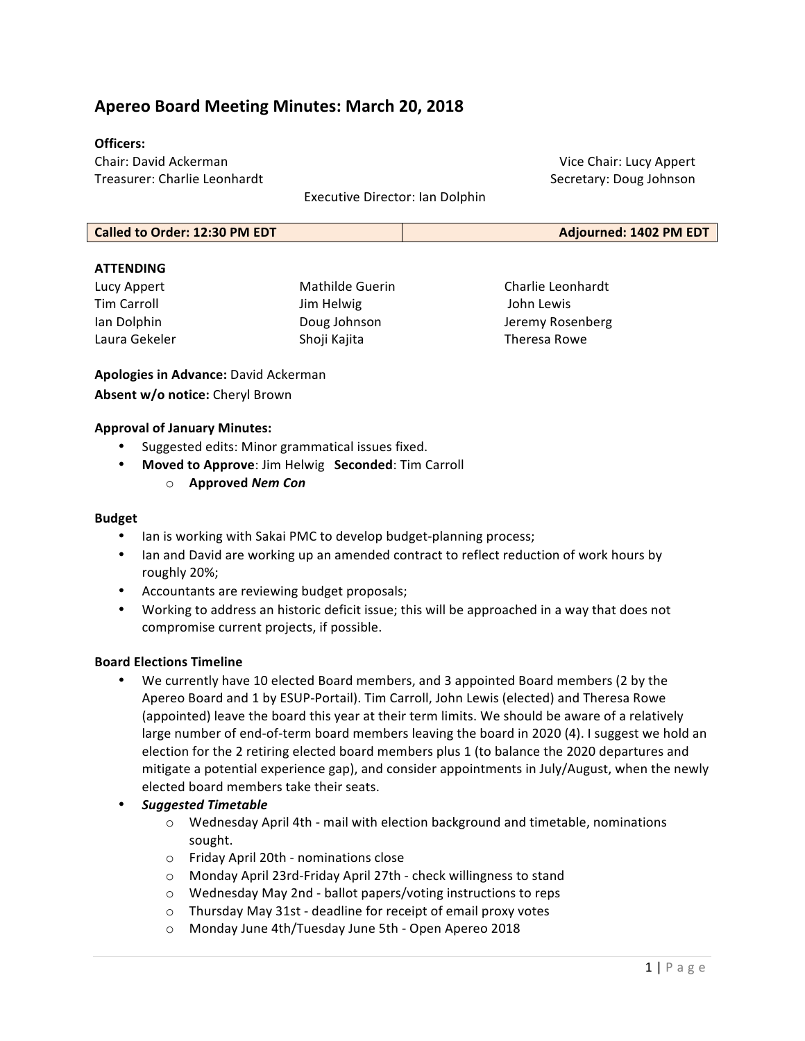# Apereo Board Meeting Minutes: March 20, 2018

**Officers:**

Chair: David Ackerman
Vice Chair: Lucy Appert
Treasurer: Charlie Leonhardt
Secretary: Doug Johnson
Executive Director: Ian Dolphin

| **Called to Order: 12:30 PM EDT** | **Adjourned: 1402 PM EDT** |
|---|---|

**ATTENDING**

Lucy Appert
Tim Carroll
Ian Dolphin
Laura Gekeler
Mathilde Guerin
Jim Helwig
Doug Johnson
Shoji Kajita
Charlie Leonhardt
John Lewis
Jeremy Rosenberg
Theresa Rowe

**Apologies in Advance:** David Ackerman

**Absent w/o notice:** Cheryl Brown

**Approval of January Minutes:**

- Suggested edits: Minor grammatical issues fixed.
- **Moved to Approve**: Jim Helwig **Seconded**: Tim Carroll
    - **Approved *Nem Con***

**Budget**

- Ian is working with Sakai PMC to develop budget-planning process;
- Ian and David are working up an amended contract to reflect reduction of work hours by roughly 20%;
- Accountants are reviewing budget proposals;
- Working to address an historic deficit issue; this will be approached in a way that does not compromise current projects, if possible.

**Board Elections Timeline**

- We currently have 10 elected Board members, and 3 appointed Board members (2 by the Apereo Board and 1 by ESUP-Portail). Tim Carroll, John Lewis (elected) and Theresa Rowe (appointed) leave the board this year at their term limits. We should be aware of a relatively large number of end-of-term board members leaving the board in 2020 (4). I suggest we hold an election for the 2 retiring elected board members plus 1 (to balance the 2020 departures and mitigate a potential experience gap), and consider appointments in July/August, when the newly elected board members take their seats.
- ***Suggested Timetable***
    - Wednesday April 4th - mail with election background and timetable, nominations sought.
    - Friday April 20th - nominations close
    - Monday April 23rd-Friday April 27th - check willingness to stand
    - Wednesday May 2nd - ballot papers/voting instructions to reps
    - Thursday May 31st - deadline for receipt of email proxy votes
    - Monday June 4th/Tuesday June 5th - Open Apereo 2018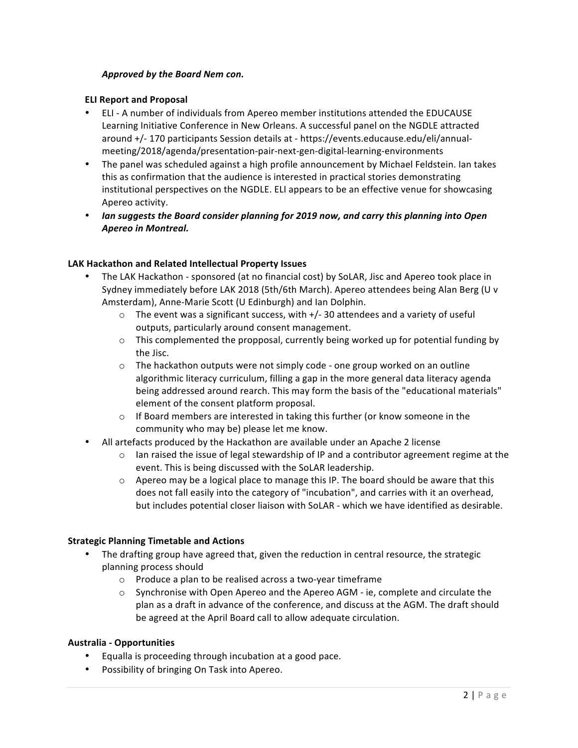***Approved by the Board Nem con.***

**ELI Report and Proposal**

- ELI - A number of individuals from Apereo member institutions attended the EDUCAUSE Learning Initiative Conference in New Orleans. A successful panel on the NGDLE attracted around +/- 170 participants Session details at - https://events.educause.edu/eli/annual-meeting/2018/agenda/presentation-pair-next-gen-digital-learning-environments
- The panel was scheduled against a high profile announcement by Michael Feldstein. Ian takes this as confirmation that the audience is interested in practical stories demonstrating institutional perspectives on the NGDLE. ELI appears to be an effective venue for showcasing Apereo activity.
- ***Ian suggests the Board consider planning for 2019 now, and carry this planning into Open Apereo in Montreal.***

**LAK Hackathon and Related Intellectual Property Issues**

- The LAK Hackathon - sponsored (at no financial cost) by SoLAR, Jisc and Apereo took place in Sydney immediately before LAK 2018 (5th/6th March). Apereo attendees being Alan Berg (U v Amsterdam), Anne-Marie Scott (U Edinburgh) and Ian Dolphin.
    - The event was a significant success, with +/- 30 attendees and a variety of useful outputs, particularly around consent management.
    - This complemented the propposal, currently being worked up for potential funding by the Jisc.
    - The hackathon outputs were not simply code - one group worked on an outline algorithmic literacy curriculum, filling a gap in the more general data literacy agenda being addressed around rearch. This may form the basis of the "educational materials" element of the consent platform proposal.
    - If Board members are interested in taking this further (or know someone in the community who may be) please let me know.
- All artefacts produced by the Hackathon are available under an Apache 2 license
    - Ian raised the issue of legal stewardship of IP and a contributor agreement regime at the event. This is being discussed with the SoLAR leadership.
    - Apereo may be a logical place to manage this IP. The board should be aware that this does not fall easily into the category of "incubation", and carries with it an overhead, but includes potential closer liaison with SoLAR - which we have identified as desirable.

**Strategic Planning Timetable and Actions**

- The drafting group have agreed that, given the reduction in central resource, the strategic planning process should
    - Produce a plan to be realised across a two-year timeframe
    - Synchronise with Open Apereo and the Apereo AGM - ie, complete and circulate the plan as a draft in advance of the conference, and discuss at the AGM. The draft should be agreed at the April Board call to allow adequate circulation.

**Australia - Opportunities**

- Equalla is proceeding through incubation at a good pace.
- Possibility of bringing On Task into Apereo.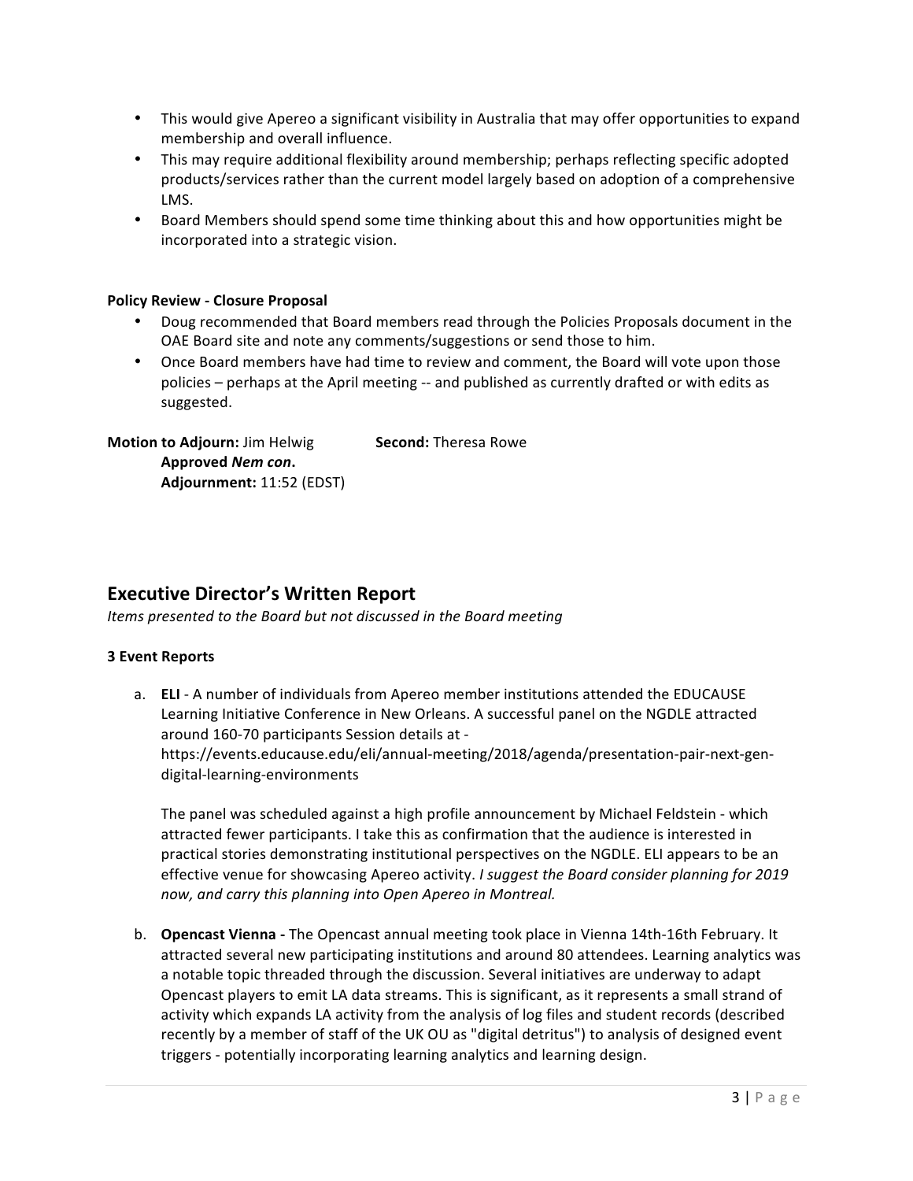- This would give Apereo a significant visibility in Australia that may offer opportunities to expand membership and overall influence.
- This may require additional flexibility around membership; perhaps reflecting specific adopted products/services rather than the current model largely based on adoption of a comprehensive LMS.
- Board Members should spend some time thinking about this and how opportunities might be incorporated into a strategic vision.

**Policy Review - Closure Proposal**

- Doug recommended that Board members read through the Policies Proposals document in the OAE Board site and note any comments/suggestions or send those to him.
- Once Board members have had time to review and comment, the Board will vote upon those policies – perhaps at the April meeting -- and published as currently drafted or with edits as suggested.

**Motion to Adjourn:** Jim Helwig **Second:** Theresa Rowe
**Approved *Nem con*.**
**Adjournment:** 11:52 (EDST)

## Executive Director's Written Report

*Items presented to the Board but not discussed in the Board meeting*

**3 Event Reports**

a. **ELI** - A number of individuals from Apereo member institutions attended the EDUCAUSE Learning Initiative Conference in New Orleans. A successful panel on the NGDLE attracted around 160-70 participants Session details at - https://events.educause.edu/eli/annual-meeting/2018/agenda/presentation-pair-next-gen-digital-learning-environments

   The panel was scheduled against a high profile announcement by Michael Feldstein - which attracted fewer participants. I take this as confirmation that the audience is interested in practical stories demonstrating institutional perspectives on the NGDLE. ELI appears to be an effective venue for showcasing Apereo activity. *I suggest the Board consider planning for 2019 now, and carry this planning into Open Apereo in Montreal.*

b. **Opencast Vienna -** The Opencast annual meeting took place in Vienna 14th-16th February. It attracted several new participating institutions and around 80 attendees. Learning analytics was a notable topic threaded through the discussion. Several initiatives are underway to adapt Opencast players to emit LA data streams. This is significant, as it represents a small strand of activity which expands LA activity from the analysis of log files and student records (described recently by a member of staff of the UK OU as "digital detritus") to analysis of designed event triggers - potentially incorporating learning analytics and learning design.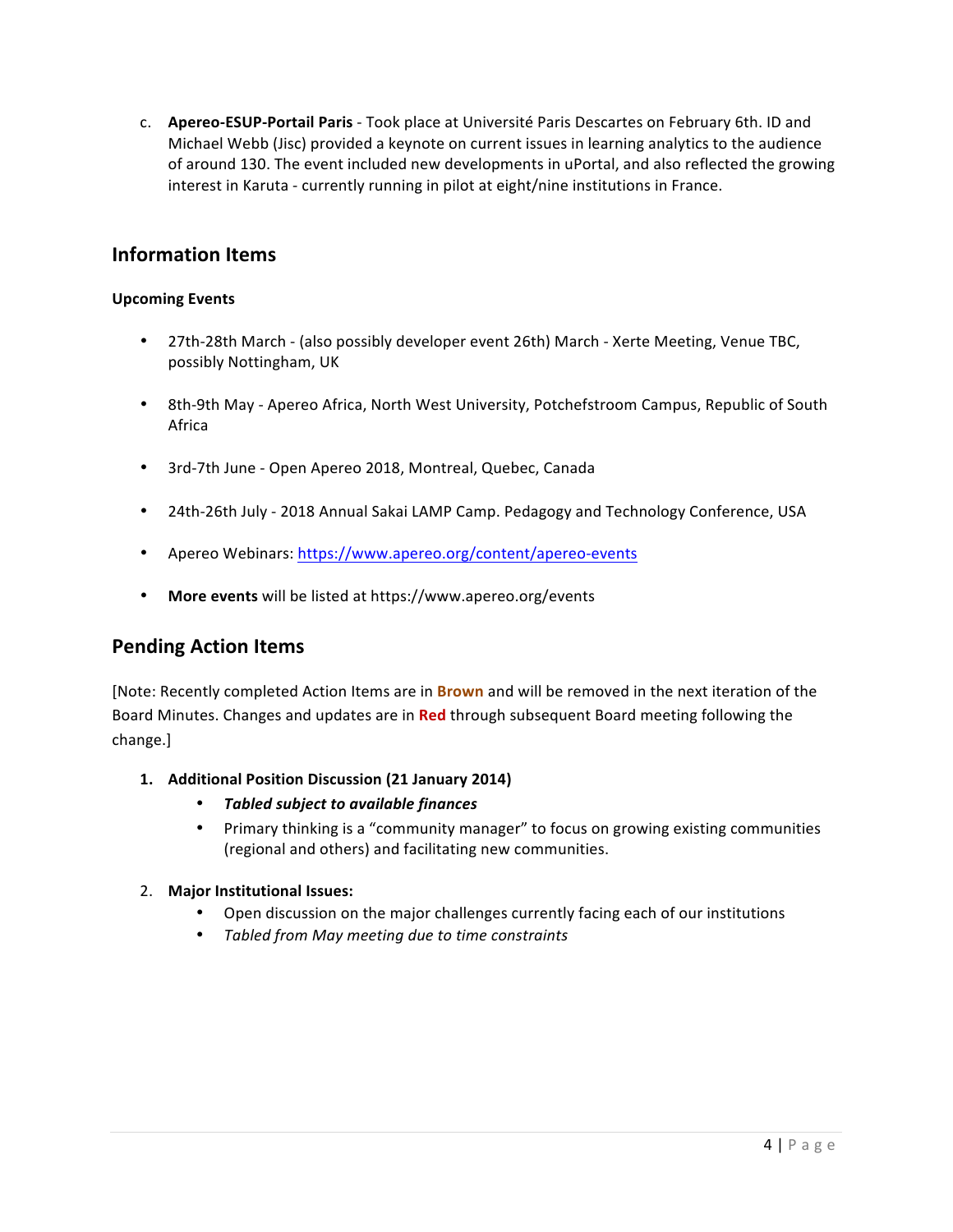c. **Apereo-ESUP-Portail Paris** - Took place at Université Paris Descartes on February 6th. ID and Michael Webb (Jisc) provided a keynote on current issues in learning analytics to the audience of around 130. The event included new developments in uPortal, and also reflected the growing interest in Karuta - currently running in pilot at eight/nine institutions in France.

## Information Items

### Upcoming Events

- 27th-28th March - (also possibly developer event 26th) March - Xerte Meeting, Venue TBC, possibly Nottingham, UK
- 8th-9th May - Apereo Africa, North West University, Potchefstroom Campus, Republic of South Africa
- 3rd-7th June - Open Apereo 2018, Montreal, Quebec, Canada
- 24th-26th July - 2018 Annual Sakai LAMP Camp. Pedagogy and Technology Conference, USA
- Apereo Webinars: https://www.apereo.org/content/apereo-events
- **More events** will be listed at https://www.apereo.org/events

## Pending Action Items

[Note: Recently completed Action Items are in **Brown** and will be removed in the next iteration of the Board Minutes. Changes and updates are in **Red** through subsequent Board meeting following the change.]

1. **Additional Position Discussion (21 January 2014)**
   - ***Tabled subject to available finances***
   - Primary thinking is a "community manager" to focus on growing existing communities (regional and others) and facilitating new communities.
2. **Major Institutional Issues:**
   - Open discussion on the major challenges currently facing each of our institutions
   - *Tabled from May meeting due to time constraints*